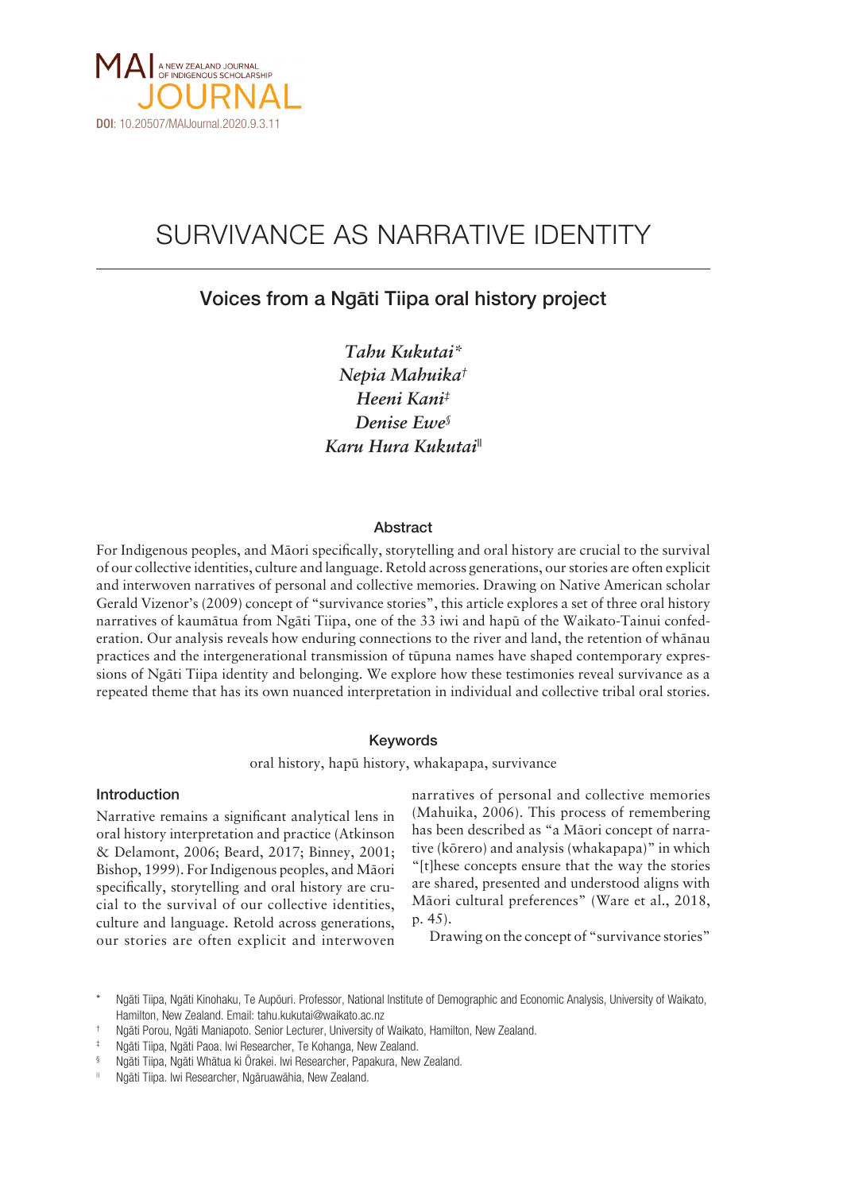MAI A NEW ZEALAND JOURNAL OF INDIGENOUS SCHOLARSHIP JOURNAL

DOI: 10.20507/MAIJournal.2020.9.3.11

# SURVIVANCE AS NARRATIVE IDENTITY

## Voices from a Ngāti Tiipa oral history project

*Tahu Kukutai*\*
*Nepia Mahuika*†
*Heeni Kani*‡
*Denise Ewe*§
*Karu Hura Kukutai*||

### Abstract

For Indigenous peoples, and Māori specifically, storytelling and oral history are crucial to the survival of our collective identities, culture and language. Retold across generations, our stories are often explicit and interwoven narratives of personal and collective memories. Drawing on Native American scholar Gerald Vizenor's (2009) concept of "survivance stories", this article explores a set of three oral history narratives of kaumātua from Ngāti Tiipa, one of the 33 iwi and hapū of the Waikato-Tainui confederation. Our analysis reveals how enduring connections to the river and land, the retention of whānau practices and the intergenerational transmission of tūpuna names have shaped contemporary expressions of Ngāti Tiipa identity and belonging. We explore how these testimonies reveal survivance as a repeated theme that has its own nuanced interpretation in individual and collective tribal oral stories.

### Keywords

oral history, hapū history, whakapapa, survivance

### Introduction

Narrative remains a significant analytical lens in oral history interpretation and practice (Atkinson & Delamont, 2006; Beard, 2017; Binney, 2001; Bishop, 1999). For Indigenous peoples, and Māori specifically, storytelling and oral history are crucial to the survival of our collective identities, culture and language. Retold across generations, our stories are often explicit and interwoven narratives of personal and collective memories (Mahuika, 2006). This process of remembering has been described as "a Māori concept of narrative (kōrero) and analysis (whakapapa)" in which "[t]hese concepts ensure that the way the stories are shared, presented and understood aligns with Māori cultural preferences" (Ware et al., 2018, p. 45).

Drawing on the concept of "survivance stories"

---

\* Ngāti Tiipa, Ngāti Kinohaku, Te Aupōuri. Professor, National Institute of Demographic and Economic Analysis, University of Waikato, Hamilton, New Zealand. Email: tahu.kukutai@waikato.ac.nz

† Ngāti Porou, Ngāti Maniapoto. Senior Lecturer, University of Waikato, Hamilton, New Zealand.

‡ Ngāti Tiipa, Ngāti Paoa. Iwi Researcher, Te Kohanga, New Zealand.

§ Ngāti Tiipa, Ngāti Whātua ki Ōrakei. Iwi Researcher, Papakura, New Zealand.

|| Ngāti Tiipa. Iwi Researcher, Ngāruawāhia, New Zealand.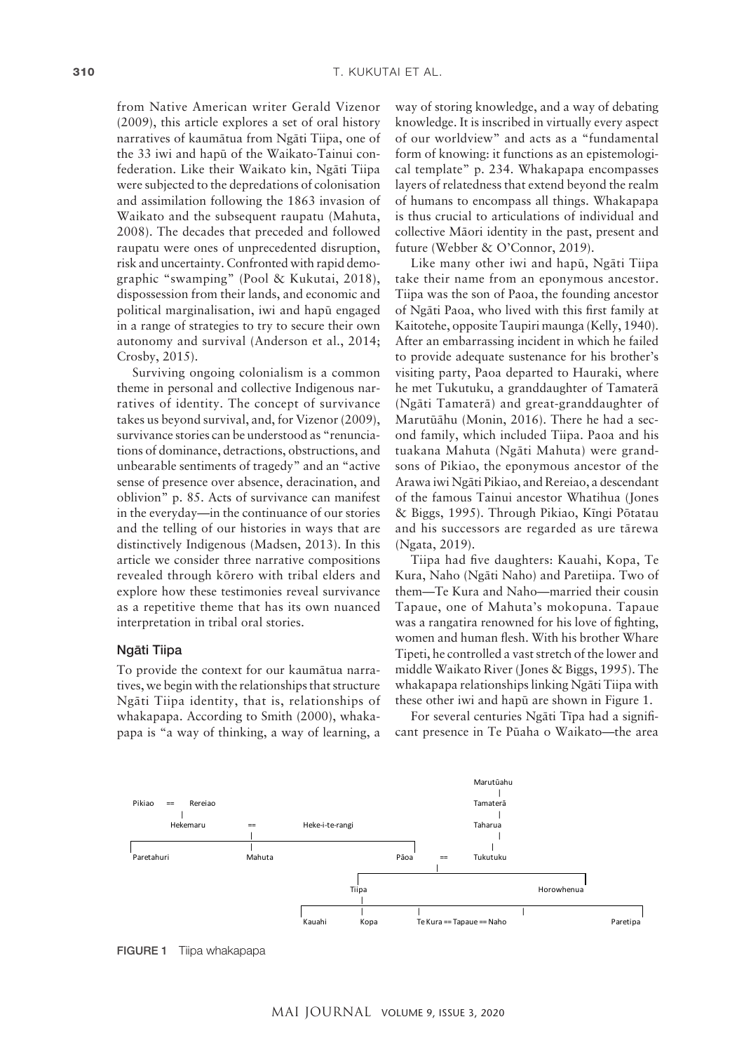from Native American writer Gerald Vizenor (2009), this article explores a set of oral history narratives of kaumātua from Ngāti Tiipa, one of the 33 iwi and hapū of the Waikato-Tainui confederation. Like their Waikato kin, Ngāti Tiipa were subjected to the depredations of colonisation and assimilation following the 1863 invasion of Waikato and the subsequent raupatu (Mahuta, 2008). The decades that preceded and followed raupatu were ones of unprecedented disruption, risk and uncertainty. Confronted with rapid demographic "swamping" (Pool & Kukutai, 2018), dispossession from their lands, and economic and political marginalisation, iwi and hapū engaged in a range of strategies to try to secure their own autonomy and survival (Anderson et al., 2014; Crosby, 2015).

Surviving ongoing colonialism is a common theme in personal and collective Indigenous narratives of identity. The concept of survivance takes us beyond survival, and, for Vizenor (2009), survivance stories can be understood as "renunciations of dominance, detractions, obstructions, and unbearable sentiments of tragedy" and an "active sense of presence over absence, deracination, and oblivion" p. 85. Acts of survivance can manifest in the everyday—in the continuance of our stories and the telling of our histories in ways that are distinctively Indigenous (Madsen, 2013). In this article we consider three narrative compositions revealed through kōrero with tribal elders and explore how these testimonies reveal survivance as a repetitive theme that has its own nuanced interpretation in tribal oral stories.

## Ngāti Tiipa

To provide the context for our kaumātua narratives, we begin with the relationships that structure Ngāti Tiipa identity, that is, relationships of whakapapa. According to Smith (2000), whakapapa is "a way of thinking, a way of learning, a way of storing knowledge, and a way of debating knowledge. It is inscribed in virtually every aspect of our worldview" and acts as a "fundamental form of knowing: it functions as an epistemological template" p. 234. Whakapapa encompasses layers of relatedness that extend beyond the realm of humans to encompass all things. Whakapapa is thus crucial to articulations of individual and collective Māori identity in the past, present and future (Webber & O'Connor, 2019).

Like many other iwi and hapū, Ngāti Tiipa take their name from an eponymous ancestor. Tiipa was the son of Paoa, the founding ancestor of Ngāti Paoa, who lived with this first family at Kaitotehe, opposite Taupiri maunga (Kelly, 1940). After an embarrassing incident in which he failed to provide adequate sustenance for his brother's visiting party, Paoa departed to Hauraki, where he met Tukutuku, a granddaughter of Tamaterā (Ngāti Tamaterā) and great-granddaughter of Marutūāhu (Monin, 2016). There he had a second family, which included Tiipa. Paoa and his tuakana Mahuta (Ngāti Mahuta) were grandsons of Pikiao, the eponymous ancestor of the Arawa iwi Ngāti Pikiao, and Rereiao, a descendant of the famous Tainui ancestor Whatihua (Jones & Biggs, 1995). Through Pikiao, Kīngi Pōtatau and his successors are regarded as ure tārewa (Ngata, 2019).

Tiipa had five daughters: Kauahi, Kopa, Te Kura, Naho (Ngāti Naho) and Paretiipa. Two of them—Te Kura and Naho—married their cousin Tapaue, one of Mahuta's mokopuna. Tapaue was a rangatira renowned for his love of fighting, women and human flesh. With his brother Whare Tipeti, he controlled a vast stretch of the lower and middle Waikato River (Jones & Biggs, 1995). The whakapapa relationships linking Ngāti Tiipa with these other iwi and hapū are shown in Figure 1.

For several centuries Ngāti Tīpa had a significant presence in Te Pūaha o Waikato—the area

```
                                                            Marutūahu
                                                                |
Pikiao  ==  Rereiao                                         Tamaterā
        |                                                       |
    Hekemaru        ==        Heke-i-te-rangi                Taharua
                    |                                           |
Paretahuri       Mahuta                        Pāoa    ==    Tukutuku
                                                        |
                                    Tiipa                          Horowhenua
                                      |
              Kauahi    Kopa    Te Kura == Tapaue == Naho              Paretipa
```

**FIGURE 1** Tiipa whakapapa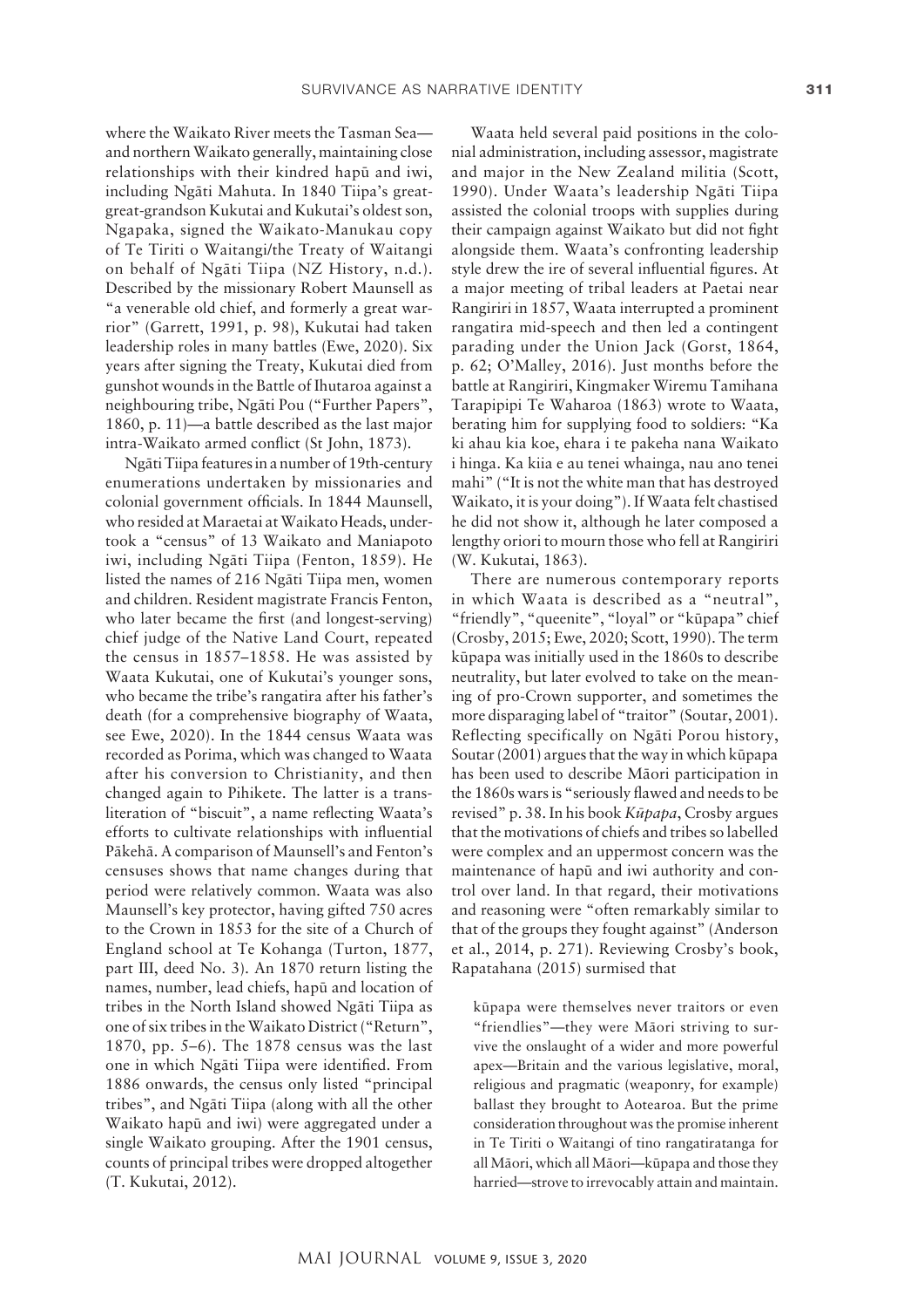where the Waikato River meets the Tasman Sea—and northern Waikato generally, maintaining close relationships with their kindred hapū and iwi, including Ngāti Mahuta. In 1840 Tiipa's great-great-great-grandson Kukutai and Kukutai's oldest son, Ngapaka, signed the Waikato-Manukau copy of Te Tiriti o Waitangi/the Treaty of Waitangi on behalf of Ngāti Tiipa (NZ History, n.d.). Described by the missionary Robert Maunsell as "a venerable old chief, and formerly a great warrior" (Garrett, 1991, p. 98), Kukutai had taken leadership roles in many battles (Ewe, 2020). Six years after signing the Treaty, Kukutai died from gunshot wounds in the Battle of Ihutaroa against a neighbouring tribe, Ngāti Pou ("Further Papers", 1860, p. 11)—a battle described as the last major intra-Waikato armed conflict (St John, 1873).

Ngāti Tiipa features in a number of 19th-century enumerations undertaken by missionaries and colonial government officials. In 1844 Maunsell, who resided at Maraetai at Waikato Heads, undertook a "census" of 13 Waikato and Maniapoto iwi, including Ngāti Tiipa (Fenton, 1859). He listed the names of 216 Ngāti Tiipa men, women and children. Resident magistrate Francis Fenton, who later became the first (and longest-serving) chief judge of the Native Land Court, repeated the census in 1857–1858. He was assisted by Waata Kukutai, one of Kukutai's younger sons, who became the tribe's rangatira after his father's death (for a comprehensive biography of Waata, see Ewe, 2020). In the 1844 census Waata was recorded as Porima, which was changed to Waata after his conversion to Christianity, and then changed again to Pihikete. The latter is a transliteration of "biscuit", a name reflecting Waata's efforts to cultivate relationships with influential Pākehā. A comparison of Maunsell's and Fenton's censuses shows that name changes during that period were relatively common. Waata was also Maunsell's key protector, having gifted 750 acres to the Crown in 1853 for the site of a Church of England school at Te Kohanga (Turton, 1877, part III, deed No. 3). An 1870 return listing the names, number, lead chiefs, hapū and location of tribes in the North Island showed Ngāti Tiipa as one of six tribes in the Waikato District ("Return", 1870, pp. 5–6). The 1878 census was the last one in which Ngāti Tiipa were identified. From 1886 onwards, the census only listed "principal tribes", and Ngāti Tiipa (along with all the other Waikato hapū and iwi) were aggregated under a single Waikato grouping. After the 1901 census, counts of principal tribes were dropped altogether (T. Kukutai, 2012).

Waata held several paid positions in the colonial administration, including assessor, magistrate and major in the New Zealand militia (Scott, 1990). Under Waata's leadership Ngāti Tiipa assisted the colonial troops with supplies during their campaign against Waikato but did not fight alongside them. Waata's confronting leadership style drew the ire of several influential figures. At a major meeting of tribal leaders at Paetai near Rangiriri in 1857, Waata interrupted a prominent rangatira mid-speech and then led a contingent parading under the Union Jack (Gorst, 1864, p. 62; O'Malley, 2016). Just months before the battle at Rangiriri, Kingmaker Wiremu Tamihana Tarapipipi Te Waharoa (1863) wrote to Waata, berating him for supplying food to soldiers: "Ka ki ahau kia koe, ehara i te pakeha nana Waikato i hinga. Ka kiia e au tenei whainga, nau ano tenei mahi" ("It is not the white man that has destroyed Waikato, it is your doing"). If Waata felt chastised he did not show it, although he later composed a lengthy oriori to mourn those who fell at Rangiriri (W. Kukutai, 1863).

There are numerous contemporary reports in which Waata is described as a "neutral", "friendly", "queenite", "loyal" or "kūpapa" chief (Crosby, 2015; Ewe, 2020; Scott, 1990). The term kūpapa was initially used in the 1860s to describe neutrality, but later evolved to take on the meaning of pro-Crown supporter, and sometimes the more disparaging label of "traitor" (Soutar, 2001). Reflecting specifically on Ngāti Porou history, Soutar (2001) argues that the way in which kūpapa has been used to describe Māori participation in the 1860s wars is "seriously flawed and needs to be revised" p. 38. In his book *Kūpapa*, Crosby argues that the motivations of chiefs and tribes so labelled were complex and an uppermost concern was the maintenance of hapū and iwi authority and control over land. In that regard, their motivations and reasoning were "often remarkably similar to that of the groups they fought against" (Anderson et al., 2014, p. 271). Reviewing Crosby's book, Rapatahana (2015) surmised that

> kūpapa were themselves never traitors or even "friendlies"—they were Māori striving to survive the onslaught of a wider and more powerful apex—Britain and the various legislative, moral, religious and pragmatic (weaponry, for example) ballast they brought to Aotearoa. But the prime consideration throughout was the promise inherent in Te Tiriti o Waitangi of tino rangatiratanga for all Māori, which all Māori—kūpapa and those they harried—strove to irrevocably attain and maintain.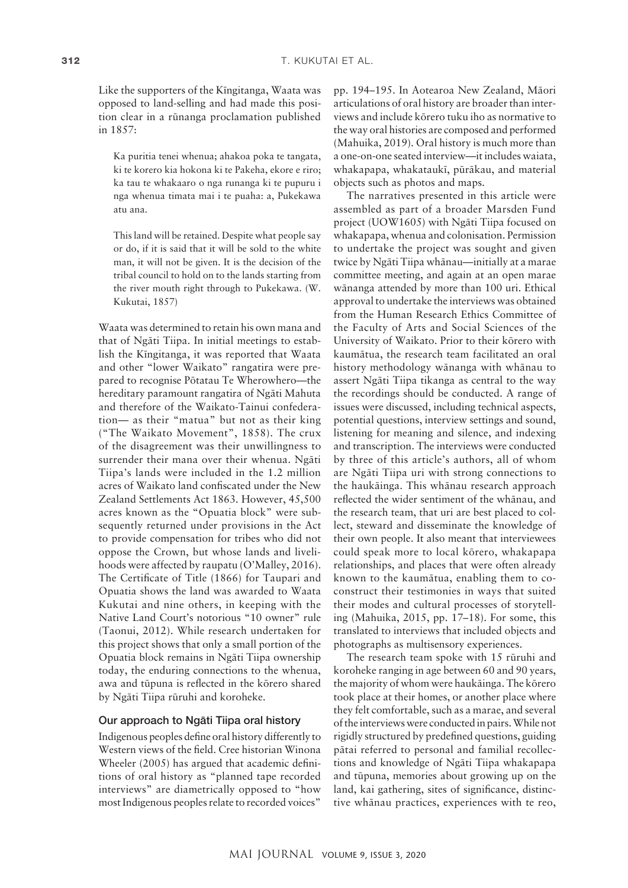Like the supporters of the Kīngitanga, Waata was opposed to land-selling and had made this position clear in a rūnanga proclamation published in 1857:

> Ka puritia tenei whenua; ahakoa poka te tangata, ki te korero kia hokona ki te Pakeha, ekore e riro; ka tau te whakaaro o nga runanga ki te pupuru i nga whenua timata mai i te puaha: a, Pukekawa atu ana.
>
> This land will be retained. Despite what people say or do, if it is said that it will be sold to the white man, it will not be given. It is the decision of the tribal council to hold on to the lands starting from the river mouth right through to Pukekawa. (W. Kukutai, 1857)

Waata was determined to retain his own mana and that of Ngāti Tiipa. In initial meetings to establish the Kīngitanga, it was reported that Waata and other "lower Waikato" rangatira were prepared to recognise Pōtatau Te Wherowhero—the hereditary paramount rangatira of Ngāti Mahuta and therefore of the Waikato-Tainui confederation— as their "matua" but not as their king ("The Waikato Movement", 1858). The crux of the disagreement was their unwillingness to surrender their mana over their whenua. Ngāti Tiipa's lands were included in the 1.2 million acres of Waikato land confiscated under the New Zealand Settlements Act 1863. However, 45,500 acres known as the "Opuatia block" were subsequently returned under provisions in the Act to provide compensation for tribes who did not oppose the Crown, but whose lands and livelihoods were affected by raupatu (O'Malley, 2016). The Certificate of Title (1866) for Taupari and Opuatia shows the land was awarded to Waata Kukutai and nine others, in keeping with the Native Land Court's notorious "10 owner" rule (Taonui, 2012). While research undertaken for this project shows that only a small portion of the Opuatia block remains in Ngāti Tiipa ownership today, the enduring connections to the whenua, awa and tūpuna is reflected in the kōrero shared by Ngāti Tiipa rūruhi and koroheke.

## Our approach to Ngāti Tiipa oral history

Indigenous peoples define oral history differently to Western views of the field. Cree historian Winona Wheeler (2005) has argued that academic definitions of oral history as "planned tape recorded interviews" are diametrically opposed to "how most Indigenous peoples relate to recorded voices" pp. 194–195. In Aotearoa New Zealand, Māori articulations of oral history are broader than interviews and include kōrero tuku iho as normative to the way oral histories are composed and performed (Mahuika, 2019). Oral history is much more than a one-on-one seated interview—it includes waiata, whakapapa, whakataukī, pūrākau, and material objects such as photos and maps.

The narratives presented in this article were assembled as part of a broader Marsden Fund project (UOW1605) with Ngāti Tiipa focused on whakapapa, whenua and colonisation. Permission to undertake the project was sought and given twice by Ngāti Tiipa whānau—initially at a marae committee meeting, and again at an open marae wānanga attended by more than 100 uri. Ethical approval to undertake the interviews was obtained from the Human Research Ethics Committee of the Faculty of Arts and Social Sciences of the University of Waikato. Prior to their kōrero with kaumātua, the research team facilitated an oral history methodology wānanga with whānau to assert Ngāti Tiipa tikanga as central to the way the recordings should be conducted. A range of issues were discussed, including technical aspects, potential questions, interview settings and sound, listening for meaning and silence, and indexing and transcription. The interviews were conducted by three of this article's authors, all of whom are Ngāti Tiipa uri with strong connections to the haukāinga. This whānau research approach reflected the wider sentiment of the whānau, and the research team, that uri are best placed to collect, steward and disseminate the knowledge of their own people. It also meant that interviewees could speak more to local kōrero, whakapapa relationships, and places that were often already known to the kaumātua, enabling them to co-construct their testimonies in ways that suited their modes and cultural processes of storytelling (Mahuika, 2015, pp. 17–18). For some, this translated to interviews that included objects and photographs as multisensory experiences.

The research team spoke with 15 rūruhi and koroheke ranging in age between 60 and 90 years, the majority of whom were haukāinga. The kōrero took place at their homes, or another place where they felt comfortable, such as a marae, and several of the interviews were conducted in pairs. While not rigidly structured by predefined questions, guiding pātai referred to personal and familial recollections and knowledge of Ngāti Tiipa whakapapa and tūpuna, memories about growing up on the land, kai gathering, sites of significance, distinctive whānau practices, experiences with te reo,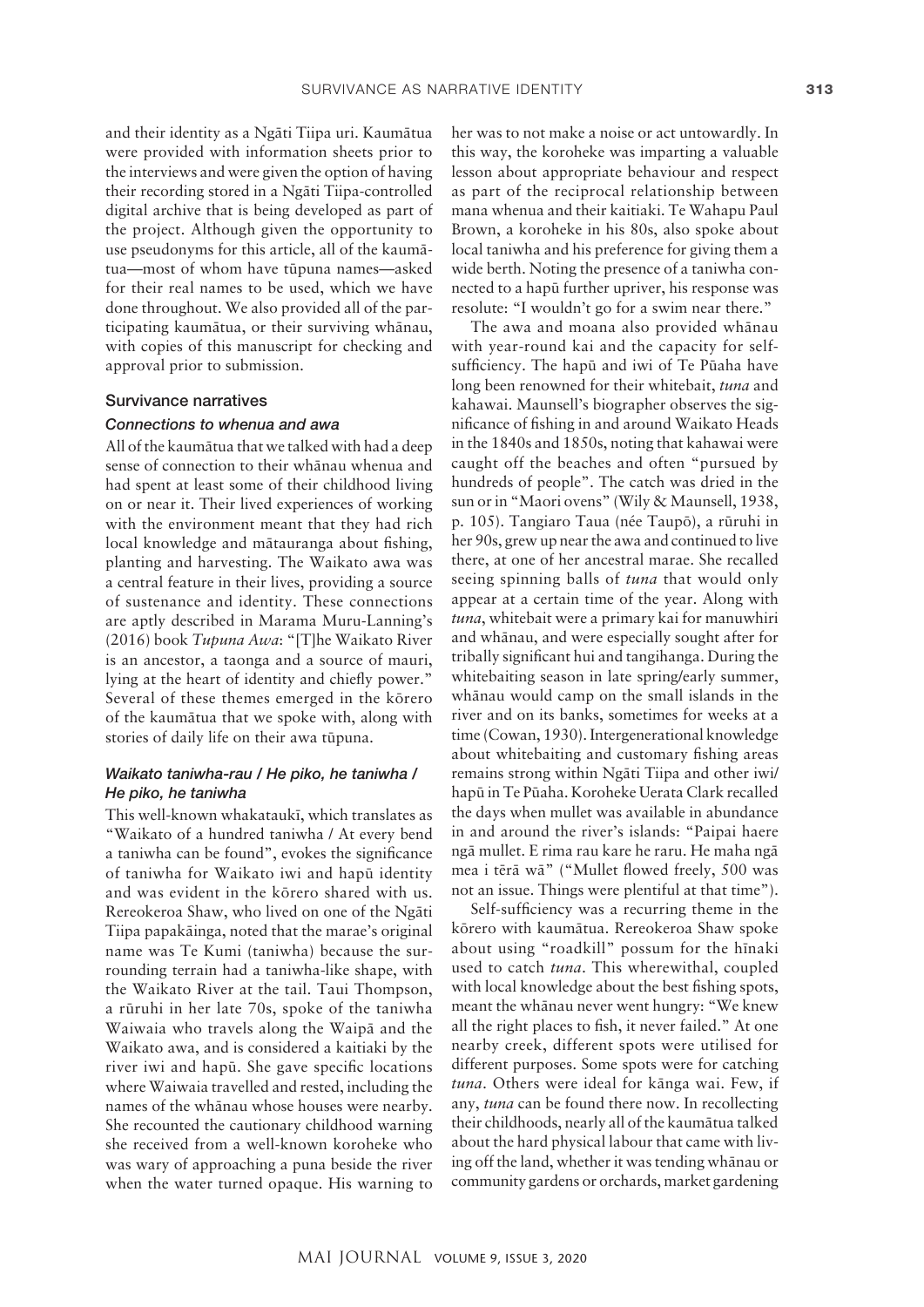and their identity as a Ngāti Tiipa uri. Kaumātua were provided with information sheets prior to the interviews and were given the option of having their recording stored in a Ngāti Tiipa-controlled digital archive that is being developed as part of the project. Although given the opportunity to use pseudonyms for this article, all of the kaumātua—most of whom have tūpuna names—asked for their real names to be used, which we have done throughout. We also provided all of the participating kaumātua, or their surviving whānau, with copies of this manuscript for checking and approval prior to submission.

## Survivance narratives

### *Connections to whenua and awa*

All of the kaumātua that we talked with had a deep sense of connection to their whānau whenua and had spent at least some of their childhood living on or near it. Their lived experiences of working with the environment meant that they had rich local knowledge and mātauranga about fishing, planting and harvesting. The Waikato awa was a central feature in their lives, providing a source of sustenance and identity. These connections are aptly described in Marama Muru-Lanning's (2016) book *Tupuna Awa*: "[T]he Waikato River is an ancestor, a taonga and a source of mauri, lying at the heart of identity and chiefly power." Several of these themes emerged in the kōrero of the kaumātua that we spoke with, along with stories of daily life on their awa tūpuna.

### *Waikato taniwha-rau / He piko, he taniwha / He piko, he taniwha*

This well-known whakataukī, which translates as "Waikato of a hundred taniwha / At every bend a taniwha can be found", evokes the significance of taniwha for Waikato iwi and hapū identity and was evident in the kōrero shared with us. Rereokeroa Shaw, who lived on one of the Ngāti Tiipa papakāinga, noted that the marae's original name was Te Kumi (taniwha) because the surrounding terrain had a taniwha-like shape, with the Waikato River at the tail. Taui Thompson, a rūruhi in her late 70s, spoke of the taniwha Waiwaia who travels along the Waipā and the Waikato awa, and is considered a kaitiaki by the river iwi and hapū. She gave specific locations where Waiwaia travelled and rested, including the names of the whānau whose houses were nearby. She recounted the cautionary childhood warning she received from a well-known koroheke who was wary of approaching a puna beside the river when the water turned opaque. His warning to her was to not make a noise or act untowardly. In this way, the koroheke was imparting a valuable lesson about appropriate behaviour and respect as part of the reciprocal relationship between mana whenua and their kaitiaki. Te Wahapu Paul Brown, a koroheke in his 80s, also spoke about local taniwha and his preference for giving them a wide berth. Noting the presence of a taniwha connected to a hapū further upriver, his response was resolute: "I wouldn't go for a swim near there."

The awa and moana also provided whānau with year-round kai and the capacity for self-sufficiency. The hapū and iwi of Te Pūaha have long been renowned for their whitebait, *tuna* and kahawai. Maunsell's biographer observes the significance of fishing in and around Waikato Heads in the 1840s and 1850s, noting that kahawai were caught off the beaches and often "pursued by hundreds of people". The catch was dried in the sun or in "Maori ovens" (Wily & Maunsell, 1938, p. 105). Tangiaro Taua (née Taupō), a rūruhi in her 90s, grew up near the awa and continued to live there, at one of her ancestral marae. She recalled seeing spinning balls of *tuna* that would only appear at a certain time of the year. Along with *tuna*, whitebait were a primary kai for manuwhiri and whānau, and were especially sought after for tribally significant hui and tangihanga. During the whitebaiting season in late spring/early summer, whānau would camp on the small islands in the river and on its banks, sometimes for weeks at a time (Cowan, 1930). Intergenerational knowledge about whitebaiting and customary fishing areas remains strong within Ngāti Tiipa and other iwi/hapū in Te Pūaha. Koroheke Uerata Clark recalled the days when mullet was available in abundance in and around the river's islands: "Paipai haere ngā mullet. E rima rau kare he raru. He maha ngā mea i tērā wā" ("Mullet flowed freely, 500 was not an issue. Things were plentiful at that time").

Self-sufficiency was a recurring theme in the kōrero with kaumātua. Rereokeroa Shaw spoke about using "roadkill" possum for the hīnaki used to catch *tuna*. This wherewithal, coupled with local knowledge about the best fishing spots, meant the whānau never went hungry: "We knew all the right places to fish, it never failed." At one nearby creek, different spots were utilised for different purposes. Some spots were for catching *tuna*. Others were ideal for kānga wai. Few, if any, *tuna* can be found there now. In recollecting their childhoods, nearly all of the kaumātua talked about the hard physical labour that came with living off the land, whether it was tending whānau or community gardens or orchards, market gardening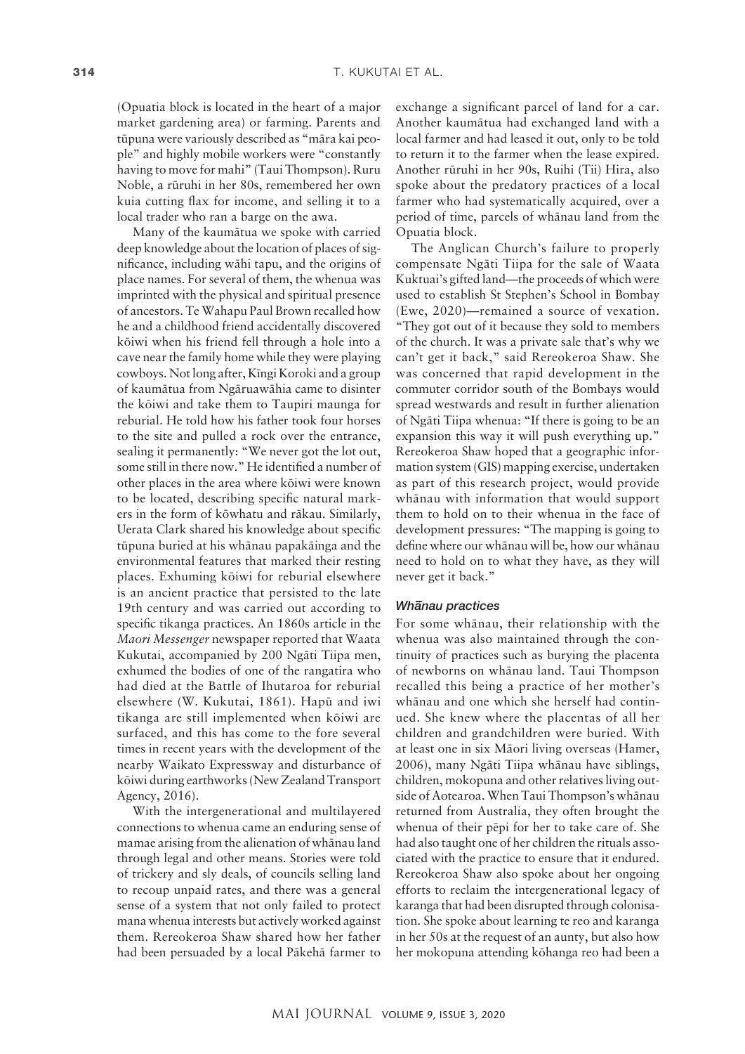(Opuatia block is located in the heart of a major market gardening area) or farming. Parents and tūpuna were variously described as "māra kai people" and highly mobile workers were "constantly having to move for mahi" (Taui Thompson). Ruru Noble, a rūruhi in her 80s, remembered her own kuia cutting flax for income, and selling it to a local trader who ran a barge on the awa.

Many of the kaumātua we spoke with carried deep knowledge about the location of places of significance, including wāhi tapu, and the origins of place names. For several of them, the whenua was imprinted with the physical and spiritual presence of ancestors. Te Wahapu Paul Brown recalled how he and a childhood friend accidentally discovered kōiwi when his friend fell through a hole into a cave near the family home while they were playing cowboys. Not long after, Kīngi Koroki and a group of kaumātua from Ngāruawāhia came to disinter the kōiwi and take them to Taupiri maunga for reburial. He told how his father took four horses to the site and pulled a rock over the entrance, sealing it permanently: "We never got the lot out, some still in there now." He identified a number of other places in the area where kōiwi were known to be located, describing specific natural markers in the form of kōwhatu and rākau. Similarly, Uerata Clark shared his knowledge about specific tūpuna buried at his whānau papakāinga and the environmental features that marked their resting places. Exhuming kōiwi for reburial elsewhere is an ancient practice that persisted to the late 19th century and was carried out according to specific tikanga practices. An 1860s article in the *Maori Messenger* newspaper reported that Waata Kukutai, accompanied by 200 Ngāti Tiipa men, exhumed the bodies of one of the rangatira who had died at the Battle of Ihutaroa for reburial elsewhere (W. Kukutai, 1861). Hapū and iwi tikanga are still implemented when kōiwi are surfaced, and this has come to the fore several times in recent years with the development of the nearby Waikato Expressway and disturbance of kōiwi during earthworks (New Zealand Transport Agency, 2016).

With the intergenerational and multilayered connections to whenua came an enduring sense of mamae arising from the alienation of whānau land through legal and other means. Stories were told of trickery and sly deals, of councils selling land to recoup unpaid rates, and there was a general sense of a system that not only failed to protect mana whenua interests but actively worked against them. Rereokeroa Shaw shared how her father had been persuaded by a local Pākehā farmer to exchange a significant parcel of land for a car. Another kaumātua had exchanged land with a local farmer and had leased it out, only to be told to return it to the farmer when the lease expired. Another rūruhi in her 90s, Ruihi (Tii) Hira, also spoke about the predatory practices of a local farmer who had systematically acquired, over a period of time, parcels of whānau land from the Opuatia block.

The Anglican Church's failure to properly compensate Ngāti Tiipa for the sale of Waata Kuktuai's gifted land—the proceeds of which were used to establish St Stephen's School in Bombay (Ewe, 2020)—remained a source of vexation. "They got out of it because they sold to members of the church. It was a private sale that's why we can't get it back," said Rereokeroa Shaw. She was concerned that rapid development in the commuter corridor south of the Bombays would spread westwards and result in further alienation of Ngāti Tiipa whenua: "If there is going to be an expansion this way it will push everything up." Rereokeroa Shaw hoped that a geographic information system (GIS) mapping exercise, undertaken as part of this research project, would provide whānau with information that would support them to hold on to their whenua in the face of development pressures: "The mapping is going to define where our whānau will be, how our whānau need to hold on to what they have, as they will never get it back."

#### *Whānau practices*

For some whānau, their relationship with the whenua was also maintained through the continuity of practices such as burying the placenta of newborns on whānau land. Taui Thompson recalled this being a practice of her mother's whānau and one which she herself had continued. She knew where the placentas of all her children and grandchildren were buried. With at least one in six Māori living overseas (Hamer, 2006), many Ngāti Tiipa whānau have siblings, children, mokopuna and other relatives living outside of Aotearoa. When Taui Thompson's whānau returned from Australia, they often brought the whenua of their pēpi for her to take care of. She had also taught one of her children the rituals associated with the practice to ensure that it endured. Rereokeroa Shaw also spoke about her ongoing efforts to reclaim the intergenerational legacy of karanga that had been disrupted through colonisation. She spoke about learning te reo and karanga in her 50s at the request of an aunty, but also how her mokopuna attending kōhanga reo had been a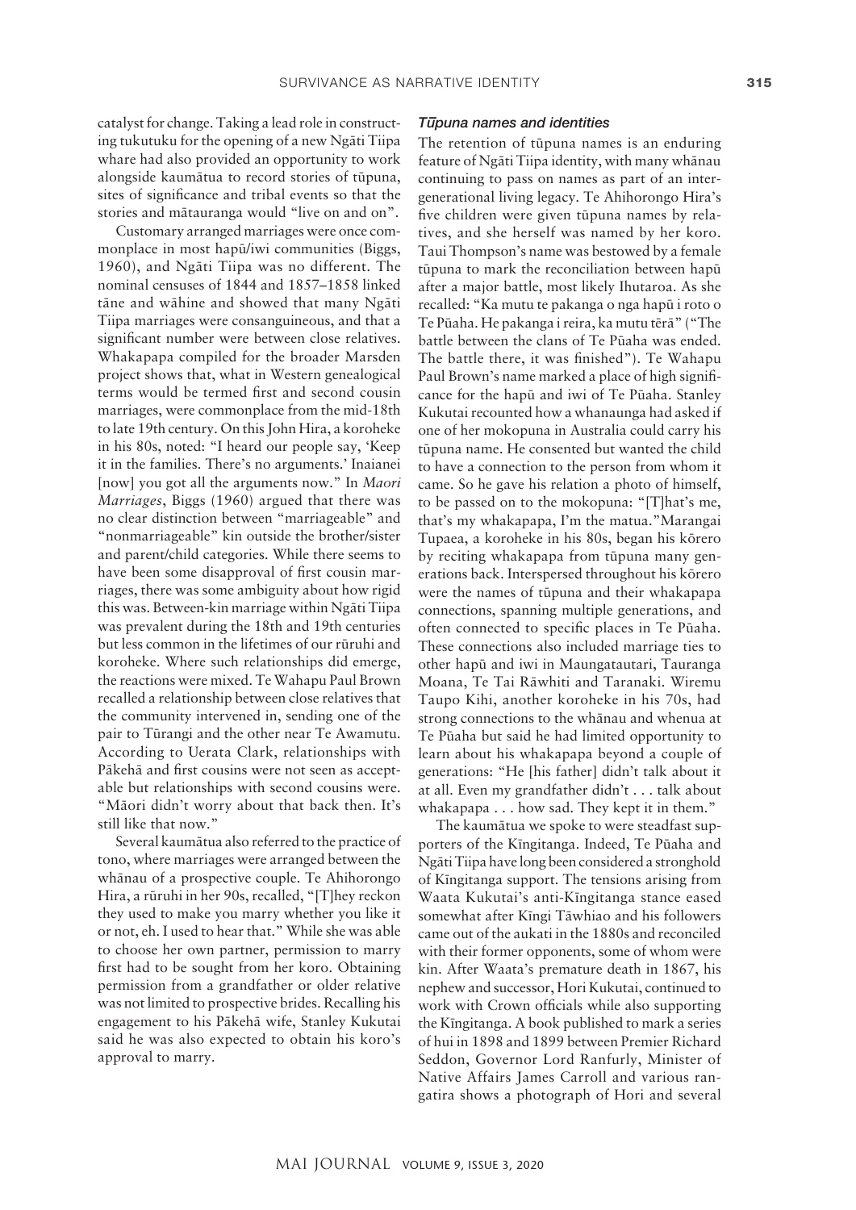catalyst for change. Taking a lead role in constructing tukutuku for the opening of a new Ngāti Tiipa whare had also provided an opportunity to work alongside kaumātua to record stories of tūpuna, sites of significance and tribal events so that the stories and mātauranga would "live on and on".

Customary arranged marriages were once commonplace in most hapū/iwi communities (Biggs, 1960), and Ngāti Tiipa was no different. The nominal censuses of 1844 and 1857–1858 linked tāne and wāhine and showed that many Ngāti Tiipa marriages were consanguineous, and that a significant number were between close relatives. Whakapapa compiled for the broader Marsden project shows that, what in Western genealogical terms would be termed first and second cousin marriages, were commonplace from the mid-18th to late 19th century. On this John Hira, a koroheke in his 80s, noted: "I heard our people say, 'Keep it in the families. There's no arguments.' Inaianei [now] you got all the arguments now." In *Maori Marriages*, Biggs (1960) argued that there was no clear distinction between "marriageable" and "nonmarriageable" kin outside the brother/sister and parent/child categories. While there seems to have been some disapproval of first cousin marriages, there was some ambiguity about how rigid this was. Between-kin marriage within Ngāti Tiipa was prevalent during the 18th and 19th centuries but less common in the lifetimes of our rūruhi and koroheke. Where such relationships did emerge, the reactions were mixed. Te Wahapu Paul Brown recalled a relationship between close relatives that the community intervened in, sending one of the pair to Tūrangi and the other near Te Awamutu. According to Uerata Clark, relationships with Pākehā and first cousins were not seen as acceptable but relationships with second cousins were. "Māori didn't worry about that back then. It's still like that now."

Several kaumātua also referred to the practice of tono, where marriages were arranged between the whānau of a prospective couple. Te Ahihorongo Hira, a rūruhi in her 90s, recalled, "[T]hey reckon they used to make you marry whether you like it or not, eh. I used to hear that." While she was able to choose her own partner, permission to marry first had to be sought from her koro. Obtaining permission from a grandfather or older relative was not limited to prospective brides. Recalling his engagement to his Pākehā wife, Stanley Kukutai said he was also expected to obtain his koro's approval to marry.

### *Tūpuna names and identities*

The retention of tūpuna names is an enduring feature of Ngāti Tiipa identity, with many whānau continuing to pass on names as part of an intergenerational living legacy. Te Ahihorongo Hira's five children were given tūpuna names by relatives, and she herself was named by her koro. Taui Thompson's name was bestowed by a female tūpuna to mark the reconciliation between hapū after a major battle, most likely Ihutaroa. As she recalled: "Ka mutu te pakanga o nga hapū i roto o Te Pūaha. He pakanga i reira, ka mutu tērā" ("The battle between the clans of Te Pūaha was ended. The battle there, it was finished"). Te Wahapu Paul Brown's name marked a place of high significance for the hapū and iwi of Te Pūaha. Stanley Kukutai recounted how a whanaunga had asked if one of her mokopuna in Australia could carry his tūpuna name. He consented but wanted the child to have a connection to the person from whom it came. So he gave his relation a photo of himself, to be passed on to the mokopuna: "[T]hat's me, that's my whakapapa, I'm the matua."Marangai Tupaea, a koroheke in his 80s, began his kōrero by reciting whakapapa from tūpuna many generations back. Interspersed throughout his kōrero were the names of tūpuna and their whakapapa connections, spanning multiple generations, and often connected to specific places in Te Pūaha. These connections also included marriage ties to other hapū and iwi in Maungatautari, Tauranga Moana, Te Tai Rāwhiti and Taranaki. Wiremu Taupo Kihi, another koroheke in his 70s, had strong connections to the whānau and whenua at Te Pūaha but said he had limited opportunity to learn about his whakapapa beyond a couple of generations: "He [his father] didn't talk about it at all. Even my grandfather didn't . . . talk about whakapapa . . . how sad. They kept it in them."

The kaumātua we spoke to were steadfast supporters of the Kīngitanga. Indeed, Te Pūaha and Ngāti Tiipa have long been considered a stronghold of Kīngitanga support. The tensions arising from Waata Kukutai's anti-Kīngitanga stance eased somewhat after Kīngi Tāwhiao and his followers came out of the aukati in the 1880s and reconciled with their former opponents, some of whom were kin. After Waata's premature death in 1867, his nephew and successor, Hori Kukutai, continued to work with Crown officials while also supporting the Kīngitanga. A book published to mark a series of hui in 1898 and 1899 between Premier Richard Seddon, Governor Lord Ranfurly, Minister of Native Affairs James Carroll and various rangatira shows a photograph of Hori and several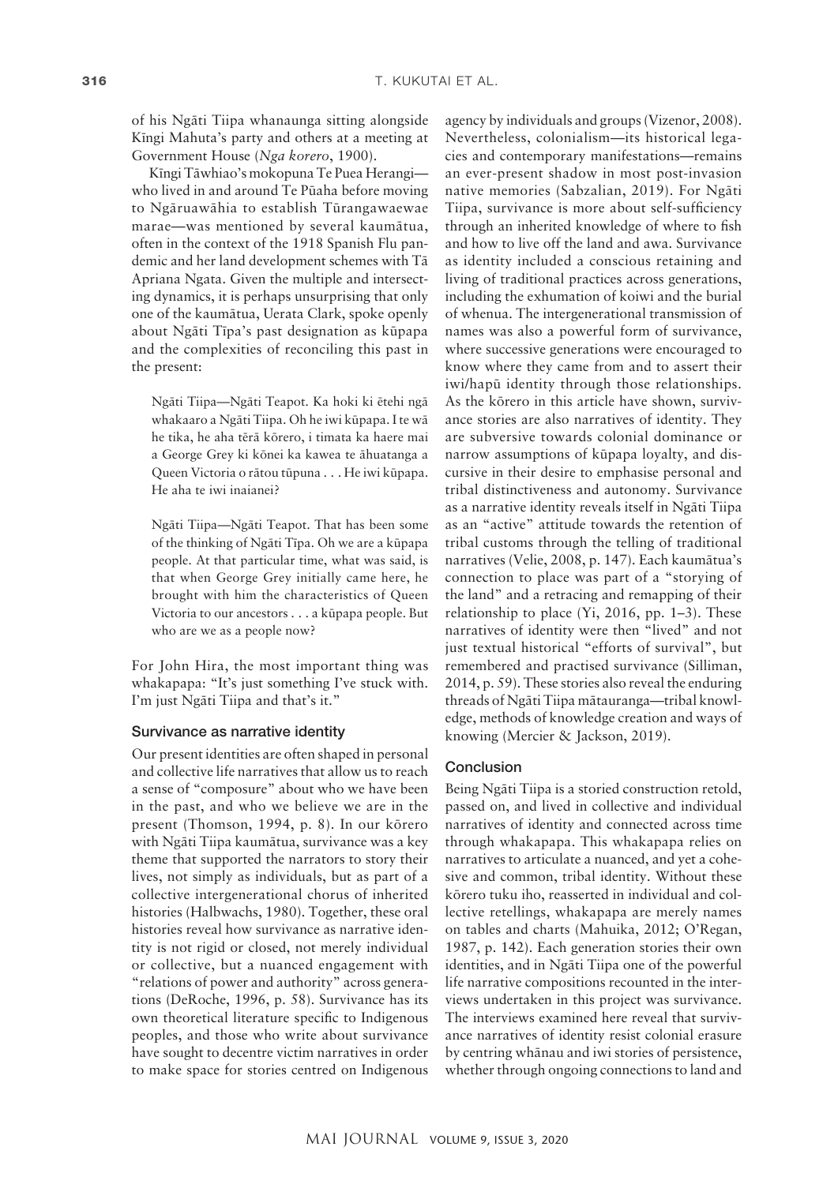of his Ngāti Tiipa whanaunga sitting alongside Kīngi Mahuta's party and others at a meeting at Government House (*Nga korero*, 1900).

Kīngi Tāwhiao's mokopuna Te Puea Herangi—who lived in and around Te Pūaha before moving to Ngāruawāhia to establish Tūrangawaewae marae—was mentioned by several kaumātua, often in the context of the 1918 Spanish Flu pandemic and her land development schemes with Tā Apriana Ngata. Given the multiple and intersecting dynamics, it is perhaps unsurprising that only one of the kaumātua, Uerata Clark, spoke openly about Ngāti Tīpa's past designation as kūpapa and the complexities of reconciling this past in the present:

> Ngāti Tiipa—Ngāti Teapot. Ka hoki ki ētehi ngā whakaaro a Ngāti Tiipa. Oh he iwi kūpapa. I te wā he tika, he aha tērā kōrero, i timata ka haere mai a George Grey ki kōnei ka kawea te āhuatanga a Queen Victoria o rātou tūpuna . . . He iwi kūpapa. He aha te iwi inaianei?

> Ngāti Tiipa—Ngāti Teapot. That has been some of the thinking of Ngāti Tīpa. Oh we are a kūpapa people. At that particular time, what was said, is that when George Grey initially came here, he brought with him the characteristics of Queen Victoria to our ancestors . . . a kūpapa people. But who are we as a people now?

For John Hira, the most important thing was whakapapa: "It's just something I've stuck with. I'm just Ngāti Tiipa and that's it."

### Survivance as narrative identity

Our present identities are often shaped in personal and collective life narratives that allow us to reach a sense of "composure" about who we have been in the past, and who we believe we are in the present (Thomson, 1994, p. 8). In our kōrero with Ngāti Tiipa kaumātua, survivance was a key theme that supported the narrators to story their lives, not simply as individuals, but as part of a collective intergenerational chorus of inherited histories (Halbwachs, 1980). Together, these oral histories reveal how survivance as narrative identity is not rigid or closed, not merely individual or collective, but a nuanced engagement with "relations of power and authority" across generations (DeRoche, 1996, p. 58). Survivance has its own theoretical literature specific to Indigenous peoples, and those who write about survivance have sought to decentre victim narratives in order to make space for stories centred on Indigenous agency by individuals and groups (Vizenor, 2008). Nevertheless, colonialism—its historical legacies and contemporary manifestations—remains an ever-present shadow in most post-invasion native memories (Sabzalian, 2019). For Ngāti Tiipa, survivance is more about self-sufficiency through an inherited knowledge of where to fish and how to live off the land and awa. Survivance as identity included a conscious retaining and living of traditional practices across generations, including the exhumation of koiwi and the burial of whenua. The intergenerational transmission of names was also a powerful form of survivance, where successive generations were encouraged to know where they came from and to assert their iwi/hapū identity through those relationships. As the kōrero in this article have shown, survivance stories are also narratives of identity. They are subversive towards colonial dominance or narrow assumptions of kūpapa loyalty, and discursive in their desire to emphasise personal and tribal distinctiveness and autonomy. Survivance as a narrative identity reveals itself in Ngāti Tiipa as an "active" attitude towards the retention of tribal customs through the telling of traditional narratives (Velie, 2008, p. 147). Each kaumātua's connection to place was part of a "storying of the land" and a retracing and remapping of their relationship to place (Yi, 2016, pp. 1–3). These narratives of identity were then "lived" and not just textual historical "efforts of survival", but remembered and practised survivance (Silliman, 2014, p. 59). These stories also reveal the enduring threads of Ngāti Tiipa mātauranga—tribal knowledge, methods of knowledge creation and ways of knowing (Mercier & Jackson, 2019).

### Conclusion

Being Ngāti Tiipa is a storied construction retold, passed on, and lived in collective and individual narratives of identity and connected across time through whakapapa. This whakapapa relies on narratives to articulate a nuanced, and yet a cohesive and common, tribal identity. Without these kōrero tuku iho, reasserted in individual and collective retellings, whakapapa are merely names on tables and charts (Mahuika, 2012; O'Regan, 1987, p. 142). Each generation stories their own identities, and in Ngāti Tiipa one of the powerful life narrative compositions recounted in the interviews undertaken in this project was survivance. The interviews examined here reveal that survivance narratives of identity resist colonial erasure by centring whānau and iwi stories of persistence, whether through ongoing connections to land and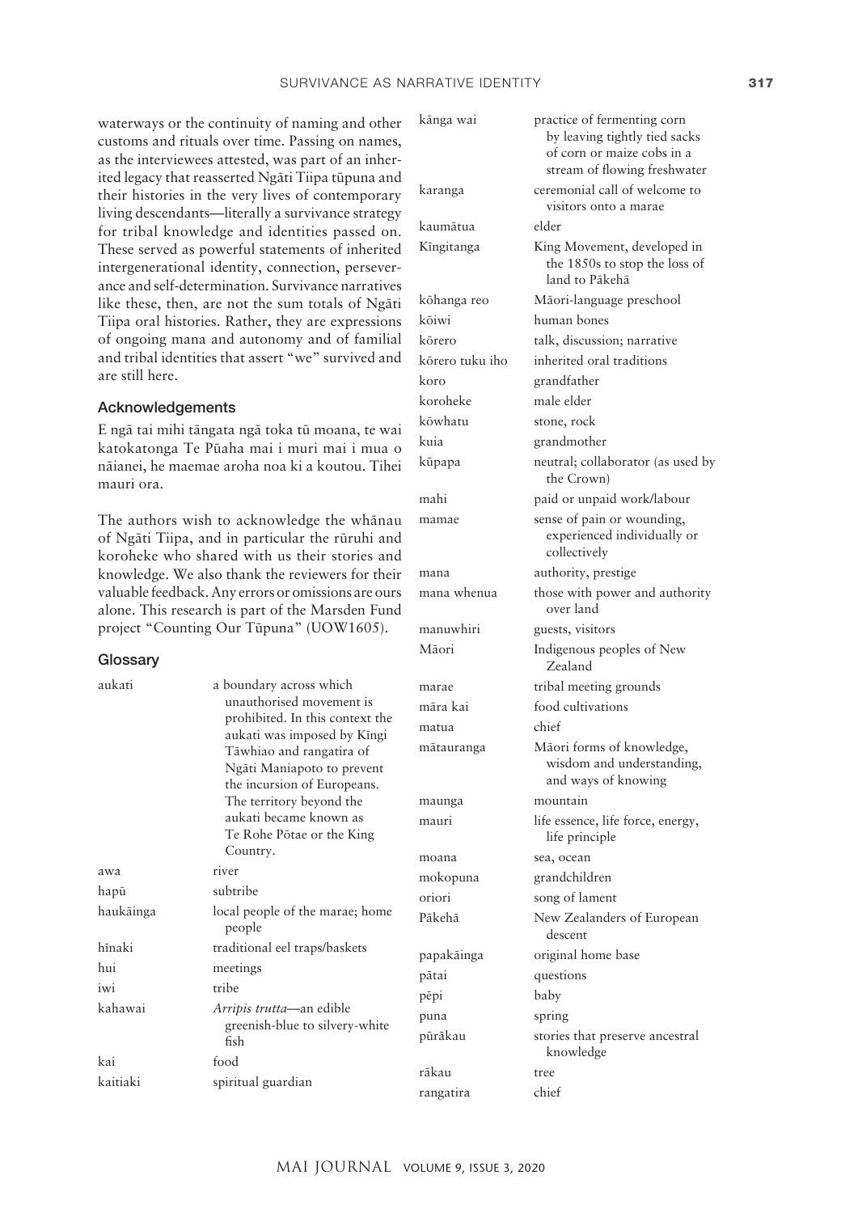waterways or the continuity of naming and other customs and rituals over time. Passing on names, as the interviewees attested, was part of an inherited legacy that reasserted Ngāti Tiipa tūpuna and their histories in the very lives of contemporary living descendants—literally a survivance strategy for tribal knowledge and identities passed on. These served as powerful statements of inherited intergenerational identity, connection, perseverance and self-determination. Survivance narratives like these, then, are not the sum totals of Ngāti Tiipa oral histories. Rather, they are expressions of ongoing mana and autonomy and of familial and tribal identities that assert "we" survived and are still here.

## Acknowledgements

E ngā tai mihi tāngata ngā toka tū moana, te wai katokatonga Te Pūaha mai i muri mai i mua o nāianei, he maemae aroha noa ki a koutou. Tihei mauri ora.

The authors wish to acknowledge the whānau of Ngāti Tiipa, and in particular the rūruhi and koroheke who shared with us their stories and knowledge. We also thank the reviewers for their valuable feedback. Any errors or omissions are ours alone. This research is part of the Marsden Fund project "Counting Our Tūpuna" (UOW1605).

## Glossary

| | |
|---|---|
| aukati | a boundary across which unauthorised movement is prohibited. In this context the aukati was imposed by Kīngi Tāwhiao and rangatira of Ngāti Maniapoto to prevent the incursion of Europeans. The territory beyond the aukati became known as Te Rohe Pōtae or the King Country. |
| awa | river |
| hapū | subtribe |
| haukāinga | local people of the marae; home people |
| hīnaki | traditional eel traps/baskets |
| hui | meetings |
| iwi | tribe |
| kahawai | *Arripis trutta*—an edible greenish-blue to silvery-white fish |
| kai | food |
| kaitiaki | spiritual guardian |
| kānga wai | practice of fermenting corn by leaving tightly tied sacks of corn or maize cobs in a stream of flowing freshwater |
| karanga | ceremonial call of welcome to visitors onto a marae |
| kaumātua | elder |
| Kīngitanga | King Movement, developed in the 1850s to stop the loss of land to Pākehā |
| kōhanga reo | Māori-language preschool |
| kōiwi | human bones |
| kōrero | talk, discussion; narrative |
| kōrero tuku iho | inherited oral traditions |
| koro | grandfather |
| koroheke | male elder |
| kōwhatu | stone, rock |
| kuia | grandmother |
| kūpapa | neutral; collaborator (as used by the Crown) |
| mahi | paid or unpaid work/labour |
| mamae | sense of pain or wounding, experienced individually or collectively |
| mana | authority, prestige |
| mana whenua | those with power and authority over land |
| manuwhiri | guests, visitors |
| Māori | Indigenous peoples of New Zealand |
| marae | tribal meeting grounds |
| māra kai | food cultivations |
| matua | chief |
| mātauranga | Māori forms of knowledge, wisdom and understanding, and ways of knowing |
| maunga | mountain |
| mauri | life essence, life force, energy, life principle |
| moana | sea, ocean |
| mokopuna | grandchildren |
| oriori | song of lament |
| Pākehā | New Zealanders of European descent |
| papakāinga | original home base |
| pātai | questions |
| pēpi | baby |
| puna | spring |
| pūrākau | stories that preserve ancestral knowledge |
| rākau | tree |
| rangatira | chief |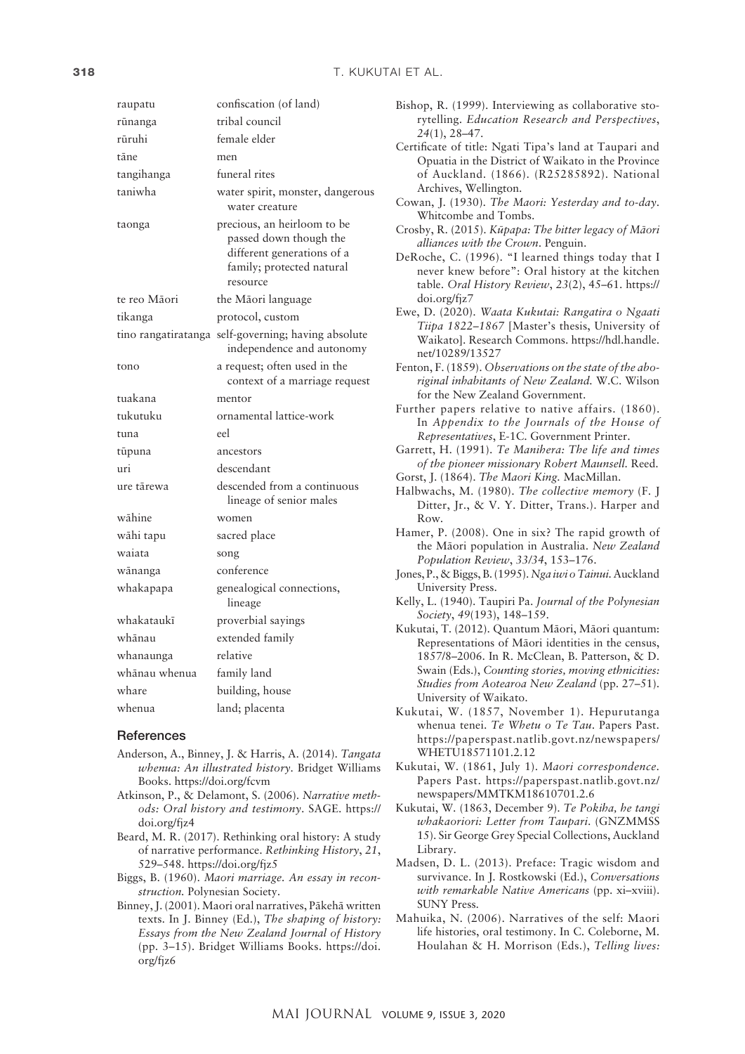| | |
|---|---|
| raupatu | confiscation (of land) |
| rūnanga | tribal council |
| rūruhi | female elder |
| tāne | men |
| tangihanga | funeral rites |
| taniwha | water spirit, monster, dangerous water creature |
| taonga | precious, an heirloom to be passed down though the different generations of a family; protected natural resource |
| te reo Māori | the Māori language |
| tikanga | protocol, custom |
| tino rangatiratanga | self-governing; having absolute independence and autonomy |
| tono | a request; often used in the context of a marriage request |
| tuakana | mentor |
| tukutuku | ornamental lattice-work |
| tuna | eel |
| tūpuna | ancestors |
| uri | descendant |
| ure tārewa | descended from a continuous lineage of senior males |
| wāhine | women |
| wāhi tapu | sacred place |
| waiata | song |
| wānanga | conference |
| whakapapa | genealogical connections, lineage |
| whakataukī | proverbial sayings |
| whānau | extended family |
| whanaunga | relative |
| whānau whenua | family land |
| whare | building, house |
| whenua | land; placenta |

## References

Anderson, A., Binney, J. & Harris, A. (2014). *Tangata whenua: An illustrated history*. Bridget Williams Books. https://doi.org/fcvm

Atkinson, P., & Delamont, S. (2006). *Narrative methods: Oral history and testimony*. SAGE. https://doi.org/fjz4

Beard, M. R. (2017). Rethinking oral history: A study of narrative performance. *Rethinking History*, *21*, 529–548. https://doi.org/fjz5

Biggs, B. (1960). *Maori marriage. An essay in reconstruction.* Polynesian Society.

Binney, J. (2001). Maori oral narratives, Pākehā written texts. In J. Binney (Ed.), *The shaping of history: Essays from the New Zealand Journal of History* (pp. 3–15). Bridget Williams Books. https://doi.org/fjz6

Bishop, R. (1999). Interviewing as collaborative storytelling. *Education Research and Perspectives*, *24*(1), 28–47.

Certificate of title: Ngati Tipa's land at Taupari and Opuatia in the District of Waikato in the Province of Auckland. (1866). (R25285892). National Archives, Wellington.

Cowan, J. (1930). *The Maori: Yesterday and to-day*. Whitcombe and Tombs.

Crosby, R. (2015). *Kūpapa: The bitter legacy of Māori alliances with the Crown*. Penguin.

DeRoche, C. (1996). "I learned things today that I never knew before": Oral history at the kitchen table. *Oral History Review*, *23*(2), 45–61. https://doi.org/fjz7

Ewe, D. (2020). *Waata Kukutai: Rangatira o Ngaati Tiipa 1822–1867* [Master's thesis, University of Waikato]. Research Commons. https://hdl.handle.net/10289/13527

Fenton, F. (1859). *Observations on the state of the aboriginal inhabitants of New Zealand.* W.C. Wilson for the New Zealand Government.

Further papers relative to native affairs. (1860). In *Appendix to the Journals of the House of Representatives*, E-1C. Government Printer.

Garrett, H. (1991). *Te Manihera: The life and times of the pioneer missionary Robert Maunsell.* Reed.

Gorst, J. (1864). *The Maori King.* MacMillan.

Halbwachs, M. (1980). *The collective memory* (F. J Ditter, Jr., & V. Y. Ditter, Trans.). Harper and Row.

Hamer, P. (2008). One in six? The rapid growth of the Māori population in Australia. *New Zealand Population Review*, *33/34*, 153–176.

Jones, P., & Biggs, B. (1995). *Nga iwi o Tainui.* Auckland University Press.

Kelly, L. (1940). Taupiri Pa. *Journal of the Polynesian Society*, *49*(193), 148–159.

Kukutai, T. (2012). Quantum Māori, Māori quantum: Representations of Māori identities in the census, 1857/8–2006. In R. McClean, B. Patterson, & D. Swain (Eds.), *Counting stories, moving ethnicities: Studies from Aotearoa New Zealand* (pp. 27–51). University of Waikato.

Kukutai, W. (1857, November 1). Hepurutanga whenua tenei. *Te Whetu o Te Tau*. Papers Past. https://paperspast.natlib.govt.nz/newspapers/WHETU18571101.2.12

Kukutai, W. (1861, July 1). *Maori correspondence.* Papers Past. https://paperspast.natlib.govt.nz/newspapers/MMTKM18610701.2.6

Kukutai, W. (1863, December 9). *Te Pokiha, he tangi whakaoriori: Letter from Taupari.* (GNZMMSS 15). Sir George Grey Special Collections, Auckland Library.

Madsen, D. L. (2013). Preface: Tragic wisdom and survivance. In J. Rostkowski (Ed.), *Conversations with remarkable Native Americans* (pp. xi–xviii). SUNY Press.

Mahuika, N. (2006). Narratives of the self: Maori life histories, oral testimony. In C. Coleborne, M. Houlahan & H. Morrison (Eds.), *Telling lives:*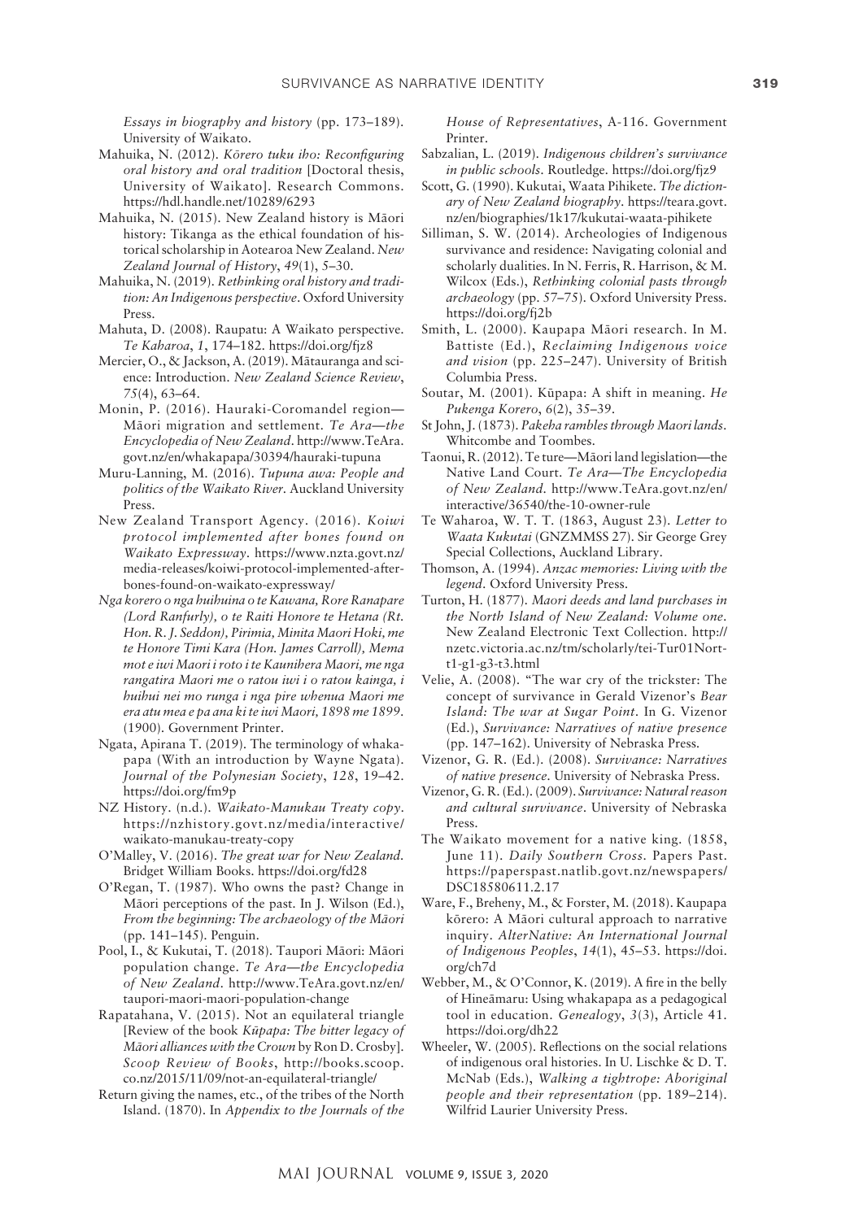*Essays in biography and history* (pp. 173–189). University of Waikato.

Mahuika, N. (2012). *Kōrero tuku iho: Reconfiguring oral history and oral tradition* [Doctoral thesis, University of Waikato]. Research Commons. https://hdl.handle.net/10289/6293

Mahuika, N. (2015). New Zealand history is Māori history: Tikanga as the ethical foundation of historical scholarship in Aotearoa New Zealand. *New Zealand Journal of History*, *49*(1), 5–30.

Mahuika, N. (2019). *Rethinking oral history and tradition: An Indigenous perspective*. Oxford University Press.

Mahuta, D. (2008). Raupatu: A Waikato perspective. *Te Kaharoa*, *1*, 174–182. https://doi.org/fjz8

Mercier, O., & Jackson, A. (2019). Mātauranga and science: Introduction. *New Zealand Science Review*, *75*(4), 63–64.

Monin, P. (2016). Hauraki-Coromandel region—Māori migration and settlement. *Te Ara—the Encyclopedia of New Zealand*. http://www.TeAra.govt.nz/en/whakapapa/30394/hauraki-tupuna

Muru-Lanning, M. (2016). *Tupuna awa: People and politics of the Waikato River*. Auckland University Press.

New Zealand Transport Agency. (2016). *Koiwi protocol implemented after bones found on Waikato Expressway*. https://www.nzta.govt.nz/media-releases/koiwi-protocol-implemented-after-bones-found-on-waikato-expressway/

*Nga korero o nga huihuina o te Kawana, Rore Ranapare (Lord Ranfurly), o te Raiti Honore te Hetana (Rt. Hon. R. J. Seddon), Pirimia, Minita Maori Hoki, me te Honore Timi Kara (Hon. James Carroll), Mema mot e iwi Maori i roto i te Kaunihera Maori, me nga rangatira Maori me o ratou iwi i o ratou kainga, i huihui nei mo runga i nga pire whenua Maori me era atu mea e pa ana ki te iwi Maori, 1898 me 1899*. (1900). Government Printer.

Ngata, Apirana T. (2019). The terminology of whakapapa (With an introduction by Wayne Ngata). *Journal of the Polynesian Society*, *128*, 19–42. https://doi.org/fm9p

NZ History. (n.d.). *Waikato-Manukau Treaty copy*. https://nzhistory.govt.nz/media/interactive/waikato-manukau-treaty-copy

O'Malley, V. (2016). *The great war for New Zealand*. Bridget William Books. https://doi.org/fd28

O'Regan, T. (1987). Who owns the past? Change in Māori perceptions of the past. In J. Wilson (Ed.), *From the beginning: The archaeology of the Māori* (pp. 141–145). Penguin.

Pool, I., & Kukutai, T. (2018). Taupori Māori: Māori population change. *Te Ara—the Encyclopedia of New Zealand*. http://www.TeAra.govt.nz/en/taupori-maori-maori-population-change

Rapatahana, V. (2015). Not an equilateral triangle [Review of the book *Kūpapa: The bitter legacy of Māori alliances with the Crown* by Ron D. Crosby]. *Scoop Review of Books*, http://books.scoop.co.nz/2015/11/09/not-an-equilateral-triangle/

Return giving the names, etc., of the tribes of the North Island. (1870). In *Appendix to the Journals of the House of Representatives*, A-116. Government Printer.

Sabzalian, L. (2019). *Indigenous children's survivance in public schools*. Routledge. https://doi.org/fjz9

Scott, G. (1990). Kukutai, Waata Pihikete. *The dictionary of New Zealand biography*. https://teara.govt.nz/en/biographies/1k17/kukutai-waata-pihikete

Silliman, S. W. (2014). Archeologies of Indigenous survivance and residence: Navigating colonial and scholarly dualities. In N. Ferris, R. Harrison, & M. Wilcox (Eds.), *Rethinking colonial pasts through archaeology* (pp. 57–75). Oxford University Press. https://doi.org/fj2b

Smith, L. (2000). Kaupapa Māori research. In M. Battiste (Ed.), *Reclaiming Indigenous voice and vision* (pp. 225–247). University of British Columbia Press.

Soutar, M. (2001). Kūpapa: A shift in meaning. *He Pukenga Korero*, *6*(2), 35–39.

St John, J. (1873). *Pakeha rambles through Maori lands*. Whitcombe and Toombes.

Taonui, R. (2012). Te ture—Māori land legislation—the Native Land Court. *Te Ara—The Encyclopedia of New Zealand*. http://www.TeAra.govt.nz/en/interactive/36540/the-10-owner-rule

Te Waharoa, W. T. T. (1863, August 23). *Letter to Waata Kukutai* (GNZMMSS 27). Sir George Grey Special Collections, Auckland Library.

Thomson, A. (1994). *Anzac memories: Living with the legend*. Oxford University Press.

Turton, H. (1877). *Maori deeds and land purchases in the North Island of New Zealand: Volume one*. New Zealand Electronic Text Collection. http://nzetc.victoria.ac.nz/tm/scholarly/tei-Tur01Nort-t1-g1-g3-t3.html

Velie, A. (2008). "The war cry of the trickster: The concept of survivance in Gerald Vizenor's *Bear Island: The war at Sugar Point*. In G. Vizenor (Ed.), *Survivance: Narratives of native presence* (pp. 147–162). University of Nebraska Press.

Vizenor, G. R. (Ed.). (2008). *Survivance: Narratives of native presence*. University of Nebraska Press.

Vizenor, G. R. (Ed.). (2009). *Survivance: Natural reason and cultural survivance*. University of Nebraska Press.

The Waikato movement for a native king. (1858, June 11). *Daily Southern Cross*. Papers Past. https://paperspast.natlib.govt.nz/newspapers/DSC18580611.2.17

Ware, F., Breheny, M., & Forster, M. (2018). Kaupapa kōrero: A Māori cultural approach to narrative inquiry. *AlterNative: An International Journal of Indigenous Peoples*, *14*(1), 45–53. https://doi.org/ch7d

Webber, M., & O'Connor, K. (2019). A fire in the belly of Hineāmaru: Using whakapapa as a pedagogical tool in education. *Genealogy*, *3*(3), Article 41. https://doi.org/dh22

Wheeler, W. (2005). Reflections on the social relations of indigenous oral histories. In U. Lischke & D. T. McNab (Eds.), *Walking a tightrope: Aboriginal people and their representation* (pp. 189–214). Wilfrid Laurier University Press.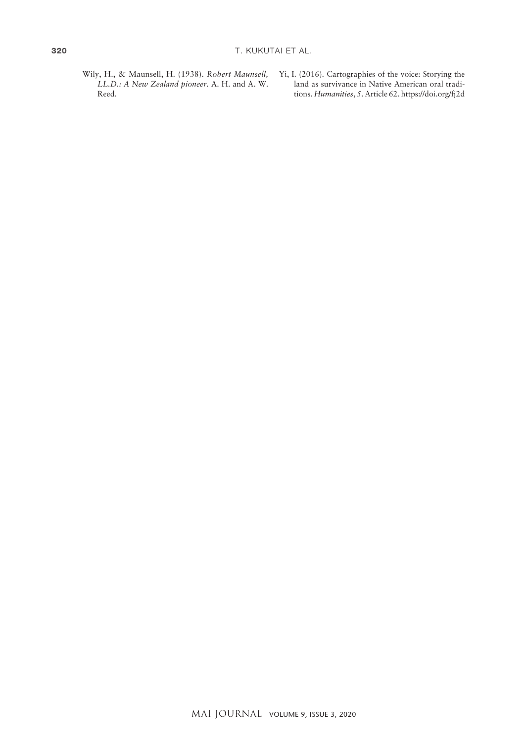Wily, H., & Maunsell, H. (1938). *Robert Maunsell, LL.D.: A New Zealand pioneer*. A. H. and A. W. Reed.

Yi, I. (2016). Cartographies of the voice: Storying the land as survivance in Native American oral traditions. *Humanities*, *5*. Article 62. https://doi.org/fj2d